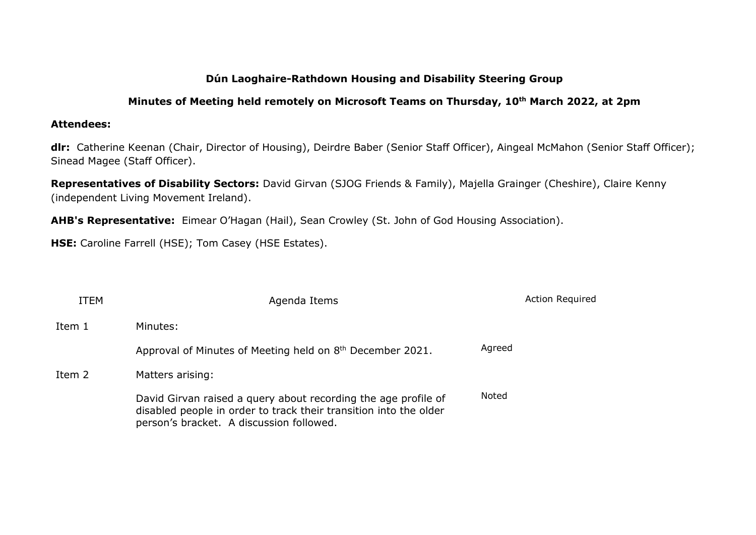**Dún Laoghaire-Rathdown Housing and Disability Steering Group**

**Minutes of Meeting held remotely on Microsoft Teams on Thursday, 10th March 2022, at 2pm**

**Attendees:**

**dlr:** Catherine Keenan (Chair, Director of Housing), Deirdre Baber (Senior Staff Officer), Aingeal McMahon (Senior Staff Officer); Sinead Magee (Staff Officer).

**Representatives of Disability Sectors:** David Girvan (SJOG Friends & Family), Majella Grainger (Cheshire), Claire Kenny (independent Living Movement Ireland).

**AHB's Representative:** Eimear O'Hagan (Hail), Sean Crowley (St. John of God Housing Association).

**HSE:** Caroline Farrell (HSE); Tom Casey (HSE Estates).

| ITEM | Agenda Items | Action Required |
|---|---|---|
| Item 1 | Minutes: | |
| | Approval of Minutes of Meeting held on 8th December 2021. | Agreed |
| Item 2 | Matters arising: | |
| | David Girvan raised a query about recording the age profile of disabled people in order to track their transition into the older person's bracket. A discussion followed. | Noted |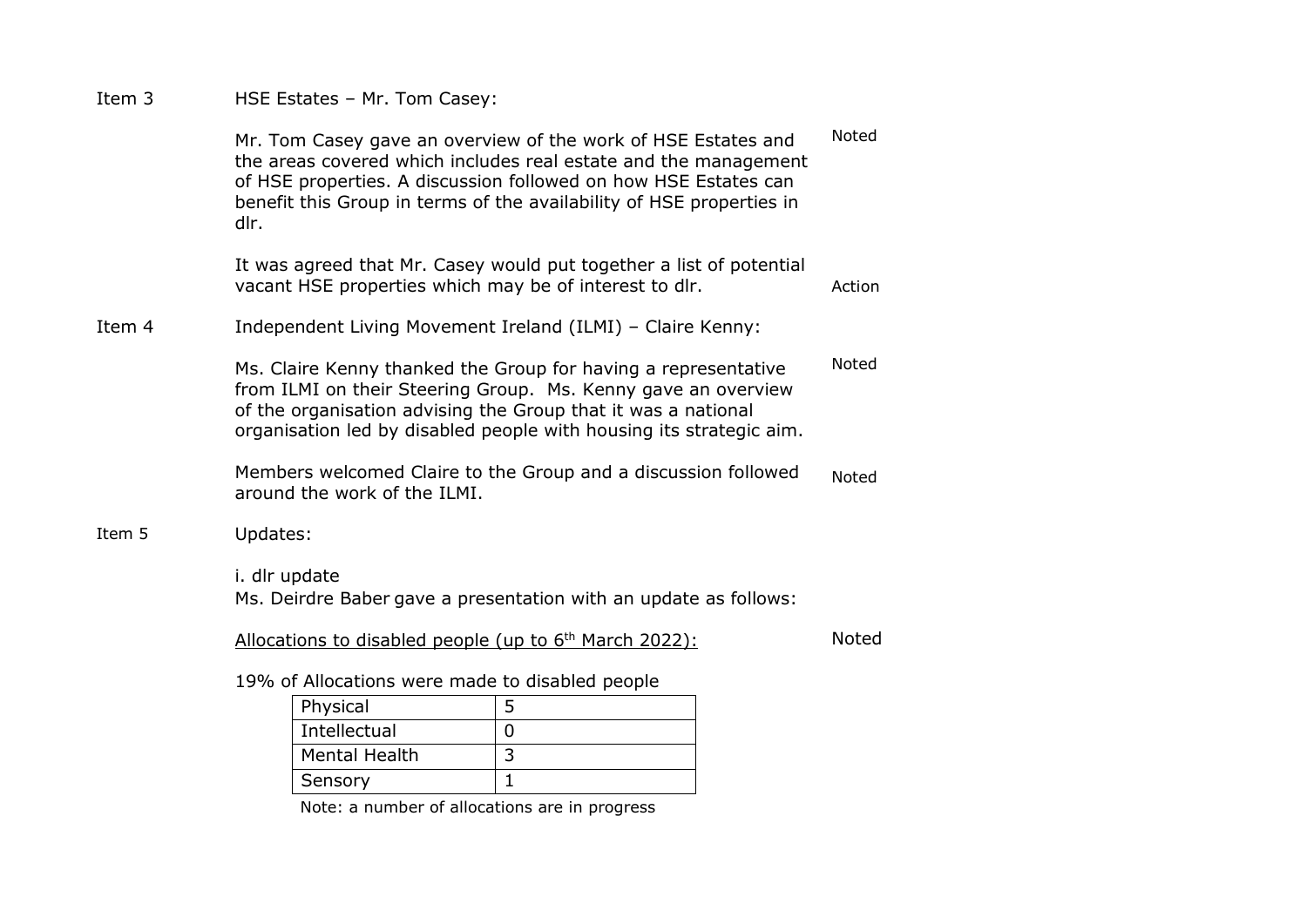Item 3 HSE Estates – Mr. Tom Casey:

Mr. Tom Casey gave an overview of the work of HSE Estates and the areas covered which includes real estate and the management of HSE properties. A discussion followed on how HSE Estates can benefit this Group in terms of the availability of HSE properties in dlr. — Noted

It was agreed that Mr. Casey would put together a list of potential vacant HSE properties which may be of interest to dlr. — Action

Item 4 Independent Living Movement Ireland (ILMI) – Claire Kenny:

Ms. Claire Kenny thanked the Group for having a representative from ILMI on their Steering Group. Ms. Kenny gave an overview of the organisation advising the Group that it was a national organisation led by disabled people with housing its strategic aim. — Noted

Members welcomed Claire to the Group and a discussion followed around the work of the ILMI. — Noted

Item 5 Updates:

i. dlr update

Ms. Deirdre Baber gave a presentation with an update as follows:

Allocations to disabled people (up to 6th March 2022): — Noted

19% of Allocations were made to disabled people

| Physical | 5 |
|---|---|
| Intellectual | 0 |
| Mental Health | 3 |
| Sensory | 1 |

Note: a number of allocations are in progress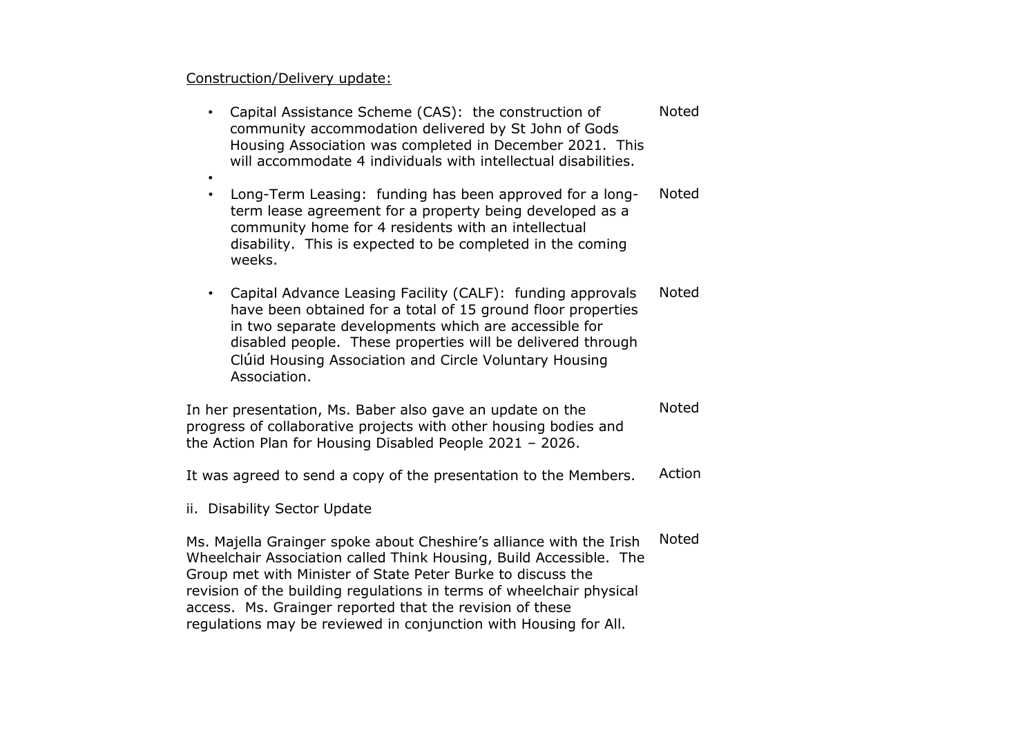Construction/Delivery update:

| | |
|---|---|
| • Capital Assistance Scheme (CAS): the construction of community accommodation delivered by St John of Gods Housing Association was completed in December 2021. This will accommodate 4 individuals with intellectual disabilities. | Noted |
| • Long-Term Leasing: funding has been approved for a long-term lease agreement for a property being developed as a community home for 4 residents with an intellectual disability. This is expected to be completed in the coming weeks. | Noted |
| • Capital Advance Leasing Facility (CALF): funding approvals have been obtained for a total of 15 ground floor properties in two separate developments which are accessible for disabled people. These properties will be delivered through Clúid Housing Association and Circle Voluntary Housing Association. | Noted |
| In her presentation, Ms. Baber also gave an update on the progress of collaborative projects with other housing bodies and the Action Plan for Housing Disabled People 2021 – 2026. | Noted |
| It was agreed to send a copy of the presentation to the Members. | Action |

ii. Disability Sector Update

| | |
|---|---|
| Ms. Majella Grainger spoke about Cheshire's alliance with the Irish Wheelchair Association called Think Housing, Build Accessible. The Group met with Minister of State Peter Burke to discuss the revision of the building regulations in terms of wheelchair physical access. Ms. Grainger reported that the revision of these regulations may be reviewed in conjunction with Housing for All. | Noted |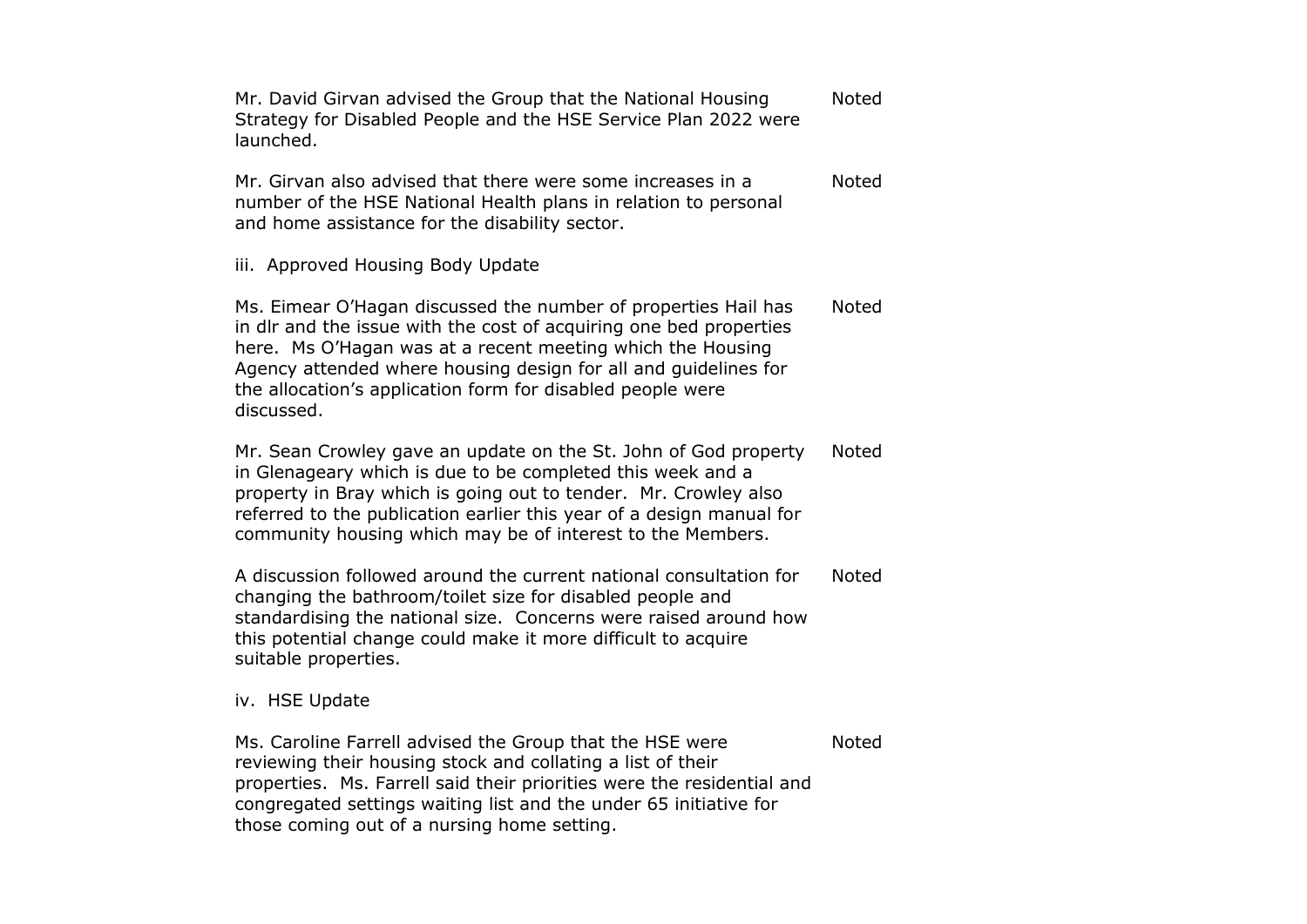| | |
|---|---|
| Mr. David Girvan advised the Group that the National Housing Strategy for Disabled People and the HSE Service Plan 2022 were launched. | Noted |
| Mr. Girvan also advised that there were some increases in a number of the HSE National Health plans in relation to personal and home assistance for the disability sector. | Noted |

iii. Approved Housing Body Update

| | |
|---|---|
| Ms. Eimear O'Hagan discussed the number of properties Hail has in dlr and the issue with the cost of acquiring one bed properties here. Ms O'Hagan was at a recent meeting which the Housing Agency attended where housing design for all and guidelines for the allocation's application form for disabled people were discussed. | Noted |
| Mr. Sean Crowley gave an update on the St. John of God property in Glenageary which is due to be completed this week and a property in Bray which is going out to tender. Mr. Crowley also referred to the publication earlier this year of a design manual for community housing which may be of interest to the Members. | Noted |
| A discussion followed around the current national consultation for changing the bathroom/toilet size for disabled people and standardising the national size. Concerns were raised around how this potential change could make it more difficult to acquire suitable properties. | Noted |

iv. HSE Update

| | |
|---|---|
| Ms. Caroline Farrell advised the Group that the HSE were reviewing their housing stock and collating a list of their properties. Ms. Farrell said their priorities were the residential and congregated settings waiting list and the under 65 initiative for those coming out of a nursing home setting. | Noted |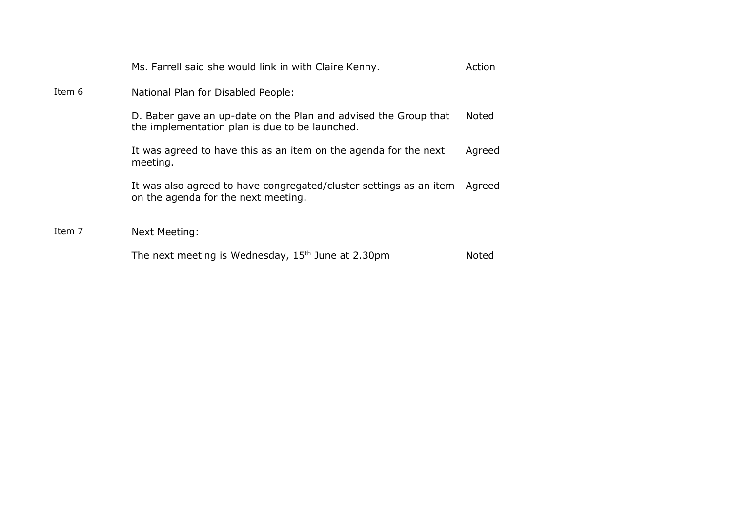| | | |
|---|---|---|
| | Ms. Farrell said she would link in with Claire Kenny. | Action |
| Item 6 | National Plan for Disabled People: | |
| | D. Baber gave an up-date on the Plan and advised the Group that the implementation plan is due to be launched. | Noted |
| | It was agreed to have this as an item on the agenda for the next meeting. | Agreed |
| | It was also agreed to have congregated/cluster settings as an item on the agenda for the next meeting. | Agreed |
| Item 7 | Next Meeting: | |
| | The next meeting is Wednesday, 15th June at 2.30pm | Noted |